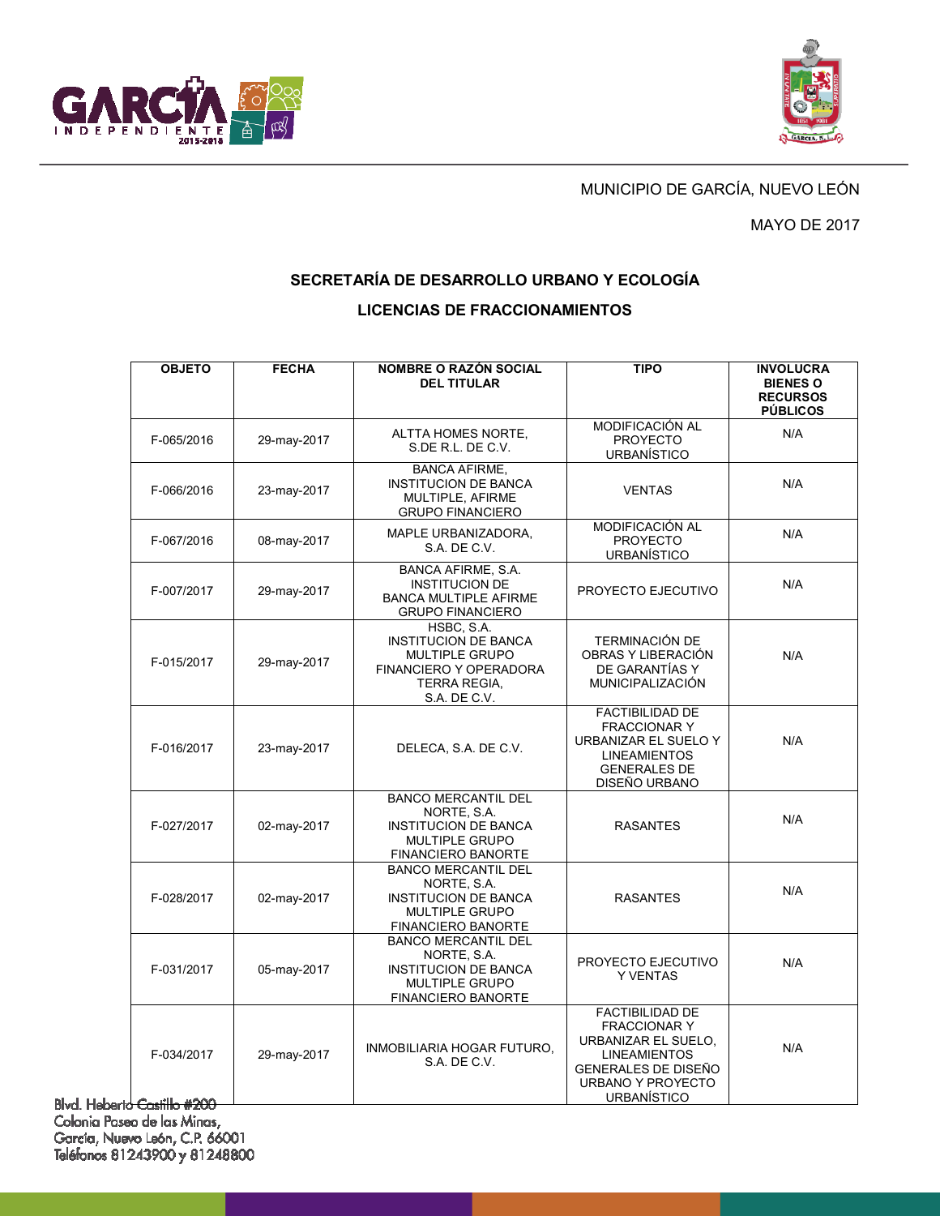MUNICIPIO DE GARCÍA, NUEVO LEÓN

MAYO DE 2017

## SECRETARÍA DE DESARROLLO URBANO Y ECOLOGÍA

## LICENCIAS DE FRACCIONAMIENTOS

| OBJETO | FECHA | NOMBRE O RAZÓN SOCIAL DEL TITULAR | TIPO | INVOLUCRA BIENES O RECURSOS PÚBLICOS |
|---|---|---|---|---|
| F-065/2016 | 29-may-2017 | ALTTA HOMES NORTE, S.DE R.L. DE C.V. | MODIFICACIÓN AL PROYECTO URBANÍSTICO | N/A |
| F-066/2016 | 23-may-2017 | BANCA AFIRME, INSTITUCION DE BANCA MULTIPLE, AFIRME GRUPO FINANCIERO | VENTAS | N/A |
| F-067/2016 | 08-may-2017 | MAPLE URBANIZADORA, S.A. DE C.V. | MODIFICACIÓN AL PROYECTO URBANÍSTICO | N/A |
| F-007/2017 | 29-may-2017 | BANCA AFIRME, S.A. INSTITUCION DE BANCA MULTIPLE AFIRME GRUPO FINANCIERO | PROYECTO EJECUTIVO | N/A |
| F-015/2017 | 29-may-2017 | HSBC, S.A. INSTITUCION DE BANCA MULTIPLE GRUPO FINANCIERO Y OPERADORA TERRA REGIA, S.A. DE C.V. | TERMINACIÓN DE OBRAS Y LIBERACIÓN DE GARANTÍAS Y MUNICIPALIZACIÓN | N/A |
| F-016/2017 | 23-may-2017 | DELECA, S.A. DE C.V. | FACTIBILIDAD DE FRACCIONAR Y URBANIZAR EL SUELO Y LINEAMIENTOS GENERALES DE DISEÑO URBANO | N/A |
| F-027/2017 | 02-may-2017 | BANCO MERCANTIL DEL NORTE, S.A. INSTITUCION DE BANCA MULTIPLE GRUPO FINANCIERO BANORTE | RASANTES | N/A |
| F-028/2017 | 02-may-2017 | BANCO MERCANTIL DEL NORTE, S.A. INSTITUCION DE BANCA MULTIPLE GRUPO FINANCIERO BANORTE | RASANTES | N/A |
| F-031/2017 | 05-may-2017 | BANCO MERCANTIL DEL NORTE, S.A. INSTITUCION DE BANCA MULTIPLE GRUPO FINANCIERO BANORTE | PROYECTO EJECUTIVO Y VENTAS | N/A |
| F-034/2017 | 29-may-2017 | INMOBILIARIA HOGAR FUTURO, S.A. DE C.V. | FACTIBILIDAD DE FRACCIONAR Y URBANIZAR EL SUELO, LINEAMIENTOS GENERALES DE DISEÑO URBANO Y PROYECTO URBANÍSTICO | N/A |

Blvd. Heberto Castillo #200
Colonia Paseo de las Minas,
García, Nuevo León, C.P. 66001
Teléfonos 81243900 y 81248800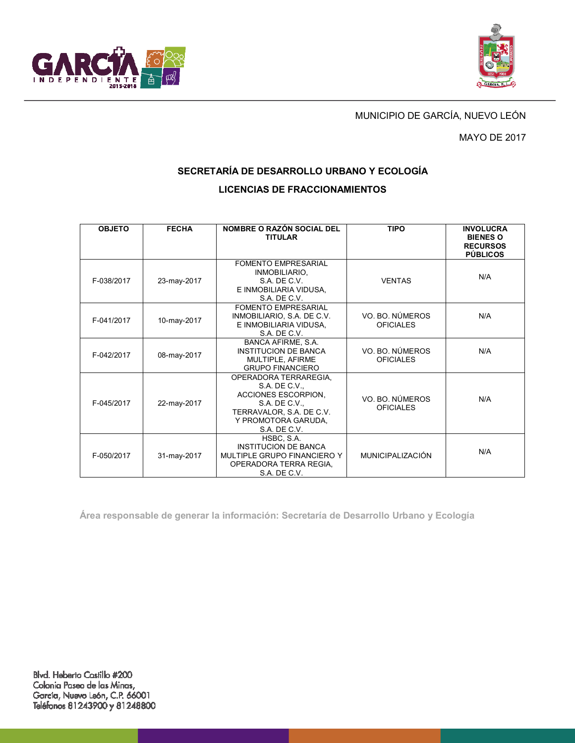MUNICIPIO DE GARCÍA, NUEVO LEÓN

MAYO DE 2017

## SECRETARÍA DE DESARROLLO URBANO Y ECOLOGÍA

## LICENCIAS DE FRACCIONAMIENTOS

| OBJETO | FECHA | NOMBRE O RAZÓN SOCIAL DEL TITULAR | TIPO | INVOLUCRA BIENES O RECURSOS PÚBLICOS |
|---|---|---|---|---|
| F-038/2017 | 23-may-2017 | FOMENTO EMPRESARIAL INMOBILIARIO, S.A. DE C.V. E INMOBILIARIA VIDUSA, S.A. DE C.V. | VENTAS | N/A |
| F-041/2017 | 10-may-2017 | FOMENTO EMPRESARIAL INMOBILIARIO, S.A. DE C.V. E INMOBILIARIA VIDUSA, S.A. DE C.V. | VO. BO. NÚMEROS OFICIALES | N/A |
| F-042/2017 | 08-may-2017 | BANCA AFIRME, S.A. INSTITUCION DE BANCA MULTIPLE, AFIRME GRUPO FINANCIERO | VO. BO. NÚMEROS OFICIALES | N/A |
| F-045/2017 | 22-may-2017 | OPERADORA TERRAREGIA, S.A. DE C.V., ACCIONES ESCORPION, S.A. DE C.V., TERRAVALOR, S.A. DE C.V. Y PROMOTORA GARUDA, S.A. DE C.V. | VO. BO. NÚMEROS OFICIALES | N/A |
| F-050/2017 | 31-may-2017 | HSBC, S.A. INSTITUCION DE BANCA MULTIPLE GRUPO FINANCIERO Y OPERADORA TERRA REGIA, S.A. DE C.V. | MUNICIPALIZACIÓN | N/A |

**Área responsable de generar la información: Secretaría de Desarrollo Urbano y Ecología**

Blvd. Heberto Castillo #200
Colonia Paseo de las Minas,
García, Nuevo León, C.P. 66001
Teléfonos 81243900 y 81248800